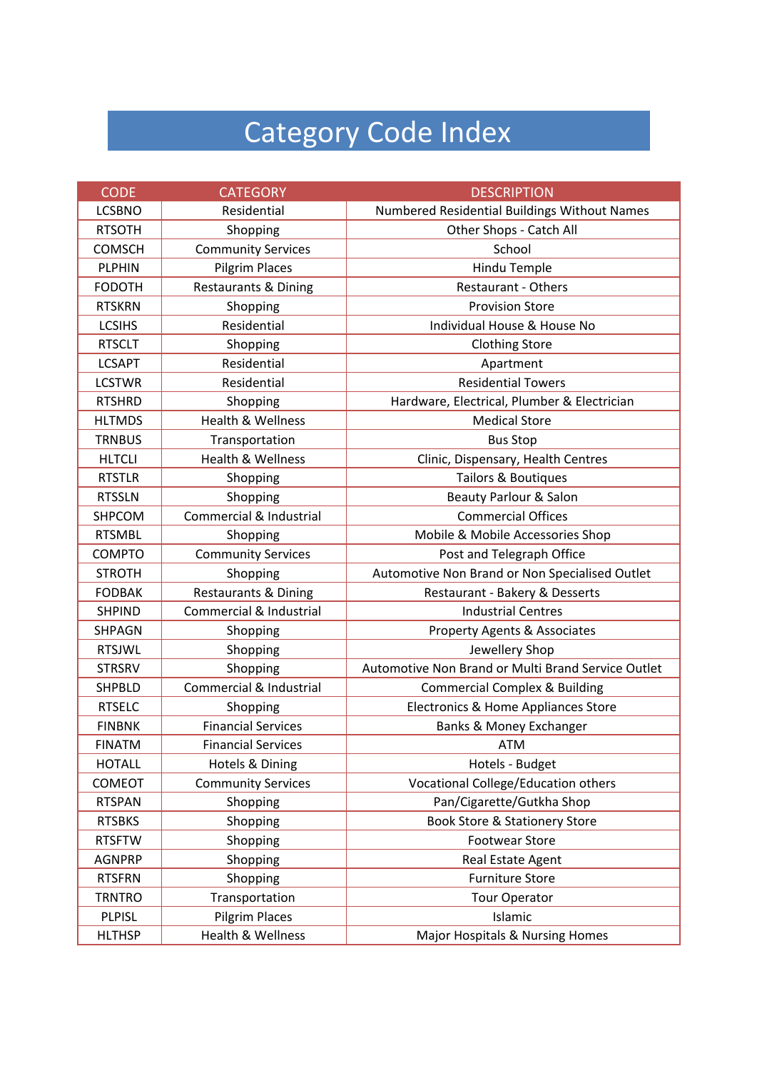# Category Code Index

| CODE | CATEGORY | DESCRIPTION |
|---|---|---|
| LCSBNO | Residential | Numbered Residential Buildings Without Names |
| RTSOTH | Shopping | Other Shops - Catch All |
| COMSCH | Community Services | School |
| PLPHIN | Pilgrim Places | Hindu Temple |
| FODOTH | Restaurants & Dining | Restaurant - Others |
| RTSKRN | Shopping | Provision Store |
| LCSIHS | Residential | Individual House & House No |
| RTSCLT | Shopping | Clothing Store |
| LCSAPT | Residential | Apartment |
| LCSTWR | Residential | Residential Towers |
| RTSHRD | Shopping | Hardware, Electrical, Plumber & Electrician |
| HLTMDS | Health & Wellness | Medical Store |
| TRNBUS | Transportation | Bus Stop |
| HLTCLI | Health & Wellness | Clinic, Dispensary, Health Centres |
| RTSTLR | Shopping | Tailors & Boutiques |
| RTSSLN | Shopping | Beauty Parlour & Salon |
| SHPCOM | Commercial & Industrial | Commercial Offices |
| RTSMBL | Shopping | Mobile & Mobile Accessories Shop |
| COMPTO | Community Services | Post and Telegraph Office |
| STROTH | Shopping | Automotive Non Brand or Non Specialised Outlet |
| FODBAK | Restaurants & Dining | Restaurant - Bakery & Desserts |
| SHPIND | Commercial & Industrial | Industrial Centres |
| SHPAGN | Shopping | Property Agents & Associates |
| RTSJWL | Shopping | Jewellery Shop |
| STRSRV | Shopping | Automotive Non Brand or Multi Brand Service Outlet |
| SHPBLD | Commercial & Industrial | Commercial Complex & Building |
| RTSELC | Shopping | Electronics & Home Appliances Store |
| FINBNK | Financial Services | Banks & Money Exchanger |
| FINATM | Financial Services | ATM |
| HOTALL | Hotels & Dining | Hotels - Budget |
| COMEOT | Community Services | Vocational College/Education others |
| RTSPAN | Shopping | Pan/Cigarette/Gutkha Shop |
| RTSBKS | Shopping | Book Store & Stationery Store |
| RTSFTW | Shopping | Footwear Store |
| AGNPRP | Shopping | Real Estate Agent |
| RTSFRN | Shopping | Furniture Store |
| TRNTRO | Transportation | Tour Operator |
| PLPISL | Pilgrim Places | Islamic |
| HLTHSP | Health & Wellness | Major Hospitals & Nursing Homes |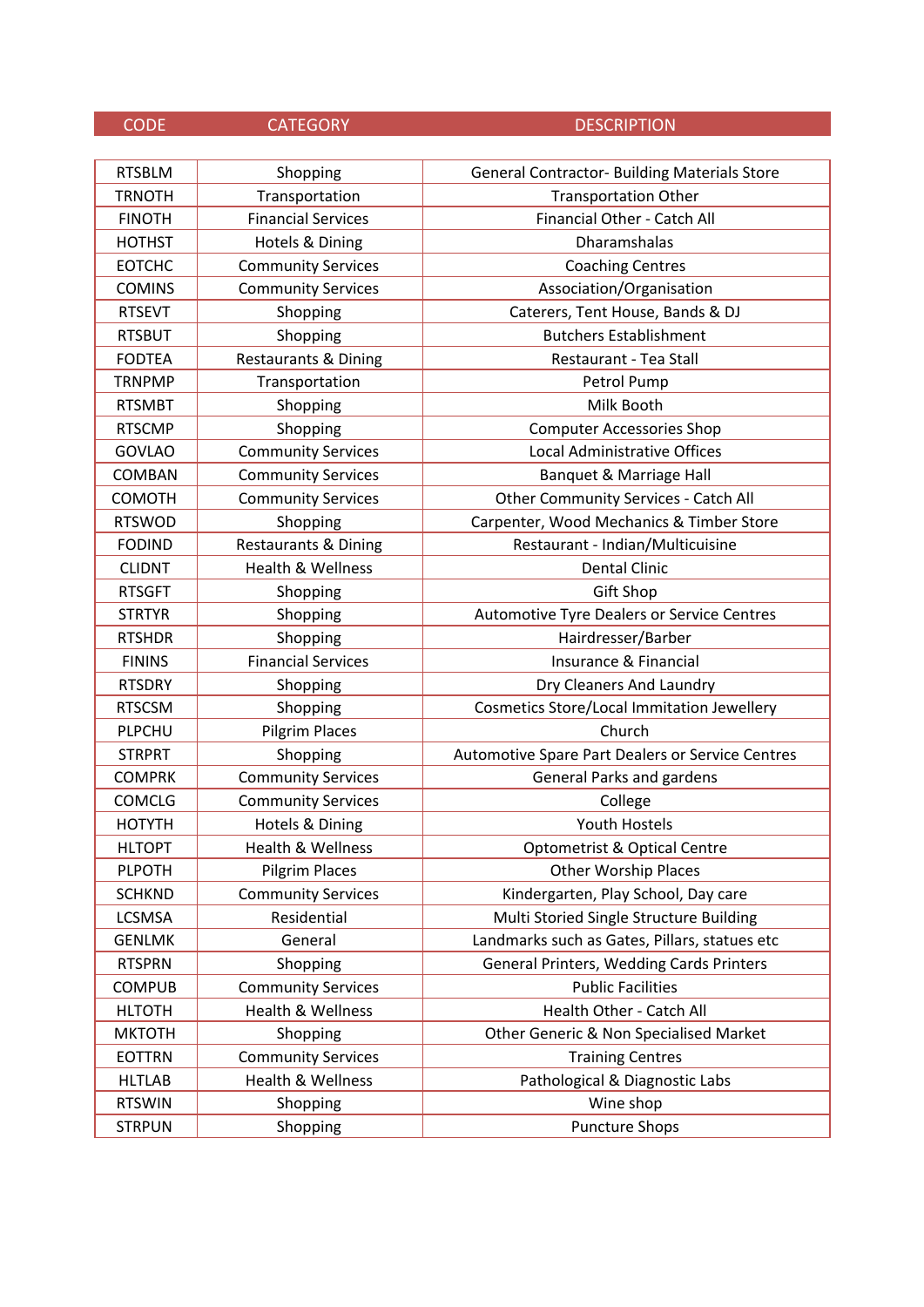| CODE | CATEGORY | DESCRIPTION |
|---|---|---|
| RTSBLM | Shopping | General Contractor- Building Materials Store |
| TRNOTH | Transportation | Transportation Other |
| FINOTH | Financial Services | Financial Other - Catch All |
| HOTHST | Hotels & Dining | Dharamshalas |
| EOTCHC | Community Services | Coaching Centres |
| COMINS | Community Services | Association/Organisation |
| RTSEVT | Shopping | Caterers, Tent House, Bands & DJ |
| RTSBUT | Shopping | Butchers Establishment |
| FODTEA | Restaurants & Dining | Restaurant - Tea Stall |
| TRNPMP | Transportation | Petrol Pump |
| RTSMBT | Shopping | Milk Booth |
| RTSCMP | Shopping | Computer Accessories Shop |
| GOVLAO | Community Services | Local Administrative Offices |
| COMBAN | Community Services | Banquet & Marriage Hall |
| COMOTH | Community Services | Other Community Services - Catch All |
| RTSWOD | Shopping | Carpenter, Wood Mechanics & Timber Store |
| FODIND | Restaurants & Dining | Restaurant - Indian/Multicuisine |
| CLIDNT | Health & Wellness | Dental Clinic |
| RTSGFT | Shopping | Gift Shop |
| STRTYR | Shopping | Automotive Tyre Dealers or Service Centres |
| RTSHDR | Shopping | Hairdresser/Barber |
| FININS | Financial Services | Insurance & Financial |
| RTSDRY | Shopping | Dry Cleaners And Laundry |
| RTSCSM | Shopping | Cosmetics Store/Local Immitation Jewellery |
| PLPCHU | Pilgrim Places | Church |
| STRPRT | Shopping | Automotive Spare Part Dealers or Service Centres |
| COMPRK | Community Services | General Parks and gardens |
| COMCLG | Community Services | College |
| HOTYTH | Hotels & Dining | Youth Hostels |
| HLTOPT | Health & Wellness | Optometrist & Optical Centre |
| PLPOTH | Pilgrim Places | Other Worship Places |
| SCHKND | Community Services | Kindergarten, Play School, Day care |
| LCSMSA | Residential | Multi Storied Single Structure Building |
| GENLMK | General | Landmarks such as Gates, Pillars, statues etc |
| RTSPRN | Shopping | General Printers, Wedding Cards Printers |
| COMPUB | Community Services | Public Facilities |
| HLTOTH | Health & Wellness | Health Other - Catch All |
| MKTOTH | Shopping | Other Generic & Non Specialised Market |
| EOTTRN | Community Services | Training Centres |
| HLTLAB | Health & Wellness | Pathological & Diagnostic Labs |
| RTSWIN | Shopping | Wine shop |
| STRPUN | Shopping | Puncture Shops |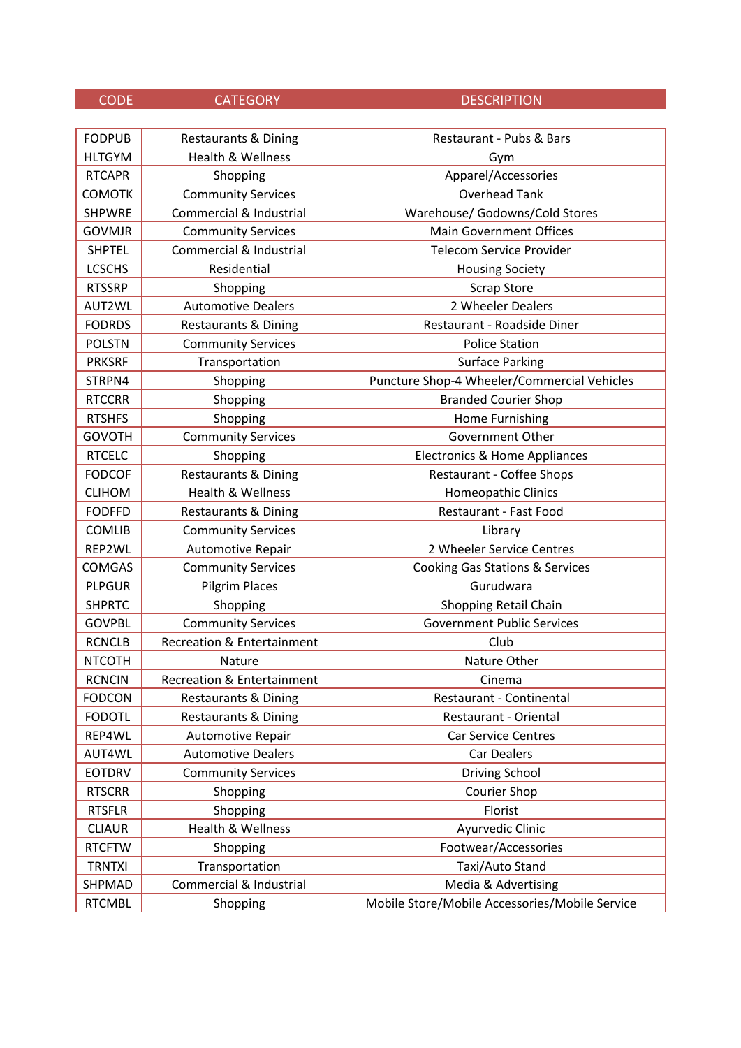| CODE | CATEGORY | DESCRIPTION |
|---|---|---|
| FODPUB | Restaurants & Dining | Restaurant - Pubs & Bars |
| HLTGYM | Health & Wellness | Gym |
| RTCAPR | Shopping | Apparel/Accessories |
| COMOTK | Community Services | Overhead Tank |
| SHPWRE | Commercial & Industrial | Warehouse/ Godowns/Cold Stores |
| GOVMJR | Community Services | Main Government Offices |
| SHPTEL | Commercial & Industrial | Telecom Service Provider |
| LCSCHS | Residential | Housing Society |
| RTSSRP | Shopping | Scrap Store |
| AUT2WL | Automotive Dealers | 2 Wheeler Dealers |
| FODRDS | Restaurants & Dining | Restaurant - Roadside Diner |
| POLSTN | Community Services | Police Station |
| PRKSRF | Transportation | Surface Parking |
| STRPN4 | Shopping | Puncture Shop-4 Wheeler/Commercial Vehicles |
| RTCCRR | Shopping | Branded Courier Shop |
| RTSHFS | Shopping | Home Furnishing |
| GOVOTH | Community Services | Government Other |
| RTCELC | Shopping | Electronics & Home Appliances |
| FODCOF | Restaurants & Dining | Restaurant - Coffee Shops |
| CLIHOM | Health & Wellness | Homeopathic Clinics |
| FODFFD | Restaurants & Dining | Restaurant - Fast Food |
| COMLIB | Community Services | Library |
| REP2WL | Automotive Repair | 2 Wheeler Service Centres |
| COMGAS | Community Services | Cooking Gas Stations & Services |
| PLPGUR | Pilgrim Places | Gurudwara |
| SHPRTC | Shopping | Shopping Retail Chain |
| GOVPBL | Community Services | Government Public Services |
| RCNCLB | Recreation & Entertainment | Club |
| NTCOTH | Nature | Nature Other |
| RCNCIN | Recreation & Entertainment | Cinema |
| FODCON | Restaurants & Dining | Restaurant - Continental |
| FODOTL | Restaurants & Dining | Restaurant - Oriental |
| REP4WL | Automotive Repair | Car Service Centres |
| AUT4WL | Automotive Dealers | Car Dealers |
| EOTDRV | Community Services | Driving School |
| RTSCRR | Shopping | Courier Shop |
| RTSFLR | Shopping | Florist |
| CLIAUR | Health & Wellness | Ayurvedic Clinic |
| RTCFTW | Shopping | Footwear/Accessories |
| TRNTXI | Transportation | Taxi/Auto Stand |
| SHPMAD | Commercial & Industrial | Media & Advertising |
| RTCMBL | Shopping | Mobile Store/Mobile Accessories/Mobile Service |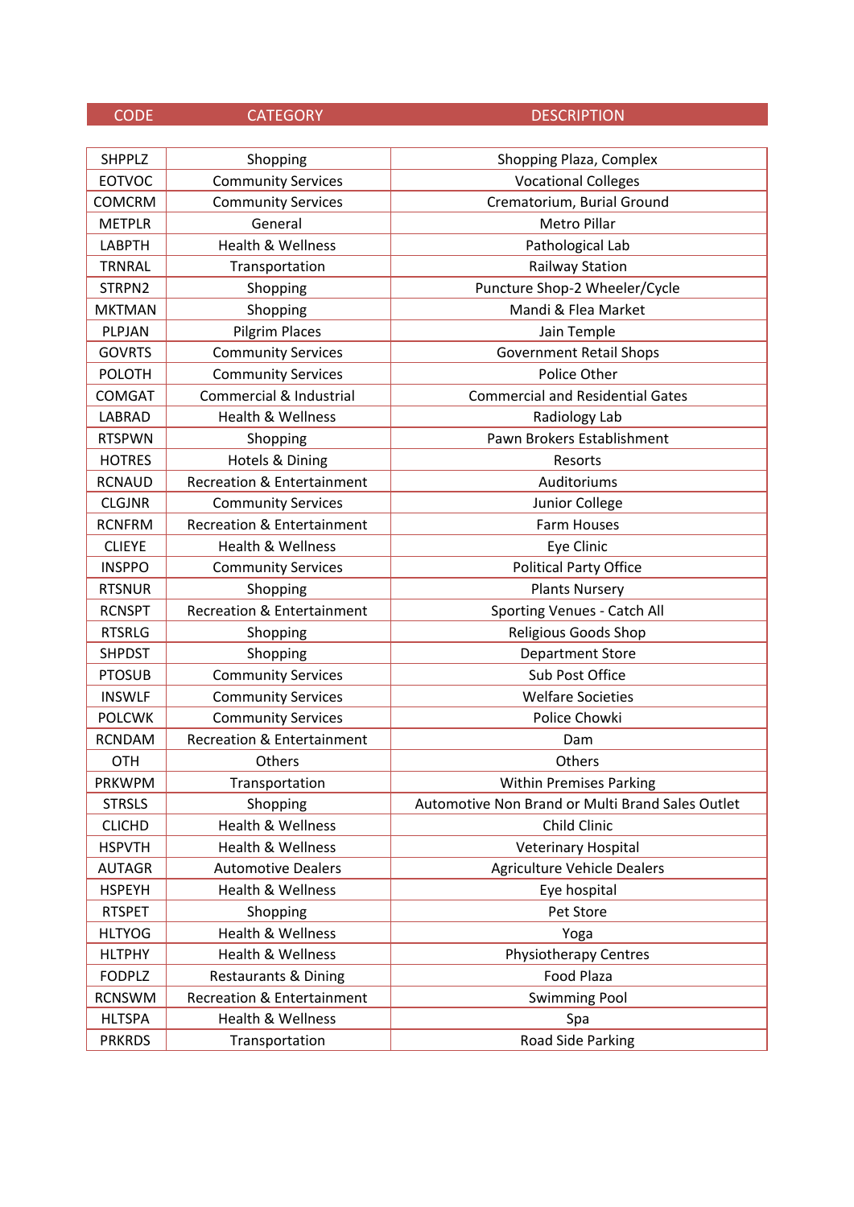| CODE | CATEGORY | DESCRIPTION |
|---|---|---|
| SHPPLZ | Shopping | Shopping Plaza, Complex |
| EOTVOC | Community Services | Vocational Colleges |
| COMCRM | Community Services | Crematorium, Burial Ground |
| METPLR | General | Metro Pillar |
| LABPTH | Health & Wellness | Pathological Lab |
| TRNRAL | Transportation | Railway Station |
| STRPN2 | Shopping | Puncture Shop-2 Wheeler/Cycle |
| MKTMAN | Shopping | Mandi & Flea Market |
| PLPJAN | Pilgrim Places | Jain Temple |
| GOVRTS | Community Services | Government Retail Shops |
| POLOTH | Community Services | Police Other |
| COMGAT | Commercial & Industrial | Commercial and Residential Gates |
| LABRAD | Health & Wellness | Radiology Lab |
| RTSPWN | Shopping | Pawn Brokers Establishment |
| HOTRES | Hotels & Dining | Resorts |
| RCNAUD | Recreation & Entertainment | Auditoriums |
| CLGJNR | Community Services | Junior College |
| RCNFRM | Recreation & Entertainment | Farm Houses |
| CLIEYE | Health & Wellness | Eye Clinic |
| INSPPO | Community Services | Political Party Office |
| RTSNUR | Shopping | Plants Nursery |
| RCNSPT | Recreation & Entertainment | Sporting Venues - Catch All |
| RTSRLG | Shopping | Religious Goods Shop |
| SHPDST | Shopping | Department Store |
| PTOSUB | Community Services | Sub Post Office |
| INSWLF | Community Services | Welfare Societies |
| POLCWK | Community Services | Police Chowki |
| RCNDAM | Recreation & Entertainment | Dam |
| OTH | Others | Others |
| PRKWPM | Transportation | Within Premises Parking |
| STRSLS | Shopping | Automotive Non Brand or Multi Brand Sales Outlet |
| CLICHD | Health & Wellness | Child Clinic |
| HSPVTH | Health & Wellness | Veterinary Hospital |
| AUTAGR | Automotive Dealers | Agriculture Vehicle Dealers |
| HSPEYH | Health & Wellness | Eye hospital |
| RTSPET | Shopping | Pet Store |
| HLTYOG | Health & Wellness | Yoga |
| HLTPHY | Health & Wellness | Physiotherapy Centres |
| FODPLZ | Restaurants & Dining | Food Plaza |
| RCNSWM | Recreation & Entertainment | Swimming Pool |
| HLTSPA | Health & Wellness | Spa |
| PRKRDS | Transportation | Road Side Parking |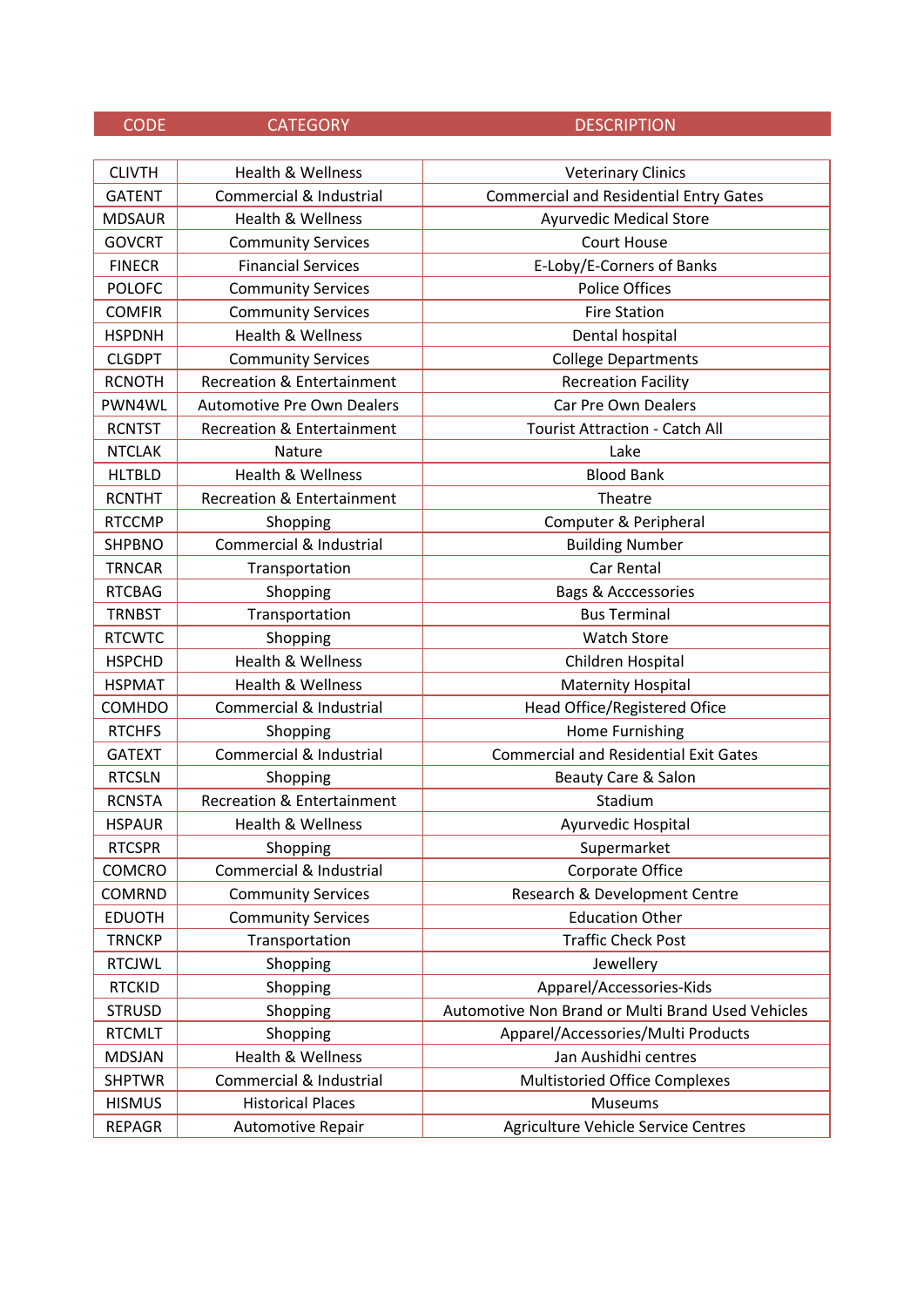| CODE | CATEGORY | DESCRIPTION |
| --- | --- | --- |
| CLIVTH | Health & Wellness | Veterinary Clinics |
| GATENT | Commercial & Industrial | Commercial and Residential Entry Gates |
| MDSAUR | Health & Wellness | Ayurvedic Medical Store |
| GOVCRT | Community Services | Court House |
| FINECR | Financial Services | E-Loby/E-Corners of Banks |
| POLOFC | Community Services | Police Offices |
| COMFIR | Community Services | Fire Station |
| HSPDNH | Health & Wellness | Dental hospital |
| CLGDPT | Community Services | College Departments |
| RCNOTH | Recreation & Entertainment | Recreation Facility |
| PWN4WL | Automotive Pre Own Dealers | Car Pre Own Dealers |
| RCNTST | Recreation & Entertainment | Tourist Attraction - Catch All |
| NTCLAK | Nature | Lake |
| HLTBLD | Health & Wellness | Blood Bank |
| RCNTHT | Recreation & Entertainment | Theatre |
| RTCCMP | Shopping | Computer & Peripheral |
| SHPBNO | Commercial & Industrial | Building Number |
| TRNCAR | Transportation | Car Rental |
| RTCBAG | Shopping | Bags & Acccessories |
| TRNBST | Transportation | Bus Terminal |
| RTCWTC | Shopping | Watch Store |
| HSPCHD | Health & Wellness | Children Hospital |
| HSPMAT | Health & Wellness | Maternity Hospital |
| COMHDO | Commercial & Industrial | Head Office/Registered Ofice |
| RTCHFS | Shopping | Home Furnishing |
| GATEXT | Commercial & Industrial | Commercial and Residential Exit Gates |
| RTCSLN | Shopping | Beauty Care & Salon |
| RCNSTA | Recreation & Entertainment | Stadium |
| HSPAUR | Health & Wellness | Ayurvedic Hospital |
| RTCSPR | Shopping | Supermarket |
| COMCRO | Commercial & Industrial | Corporate Office |
| COMRND | Community Services | Research & Development Centre |
| EDUOTH | Community Services | Education Other |
| TRNCKP | Transportation | Traffic Check Post |
| RTCJWL | Shopping | Jewellery |
| RTCKID | Shopping | Apparel/Accessories-Kids |
| STRUSD | Shopping | Automotive Non Brand or Multi Brand Used Vehicles |
| RTCMLT | Shopping | Apparel/Accessories/Multi Products |
| MDSJAN | Health & Wellness | Jan Aushidhi centres |
| SHPTWR | Commercial & Industrial | Multistoried Office Complexes |
| HISMUS | Historical Places | Museums |
| REPAGR | Automotive Repair | Agriculture Vehicle Service Centres |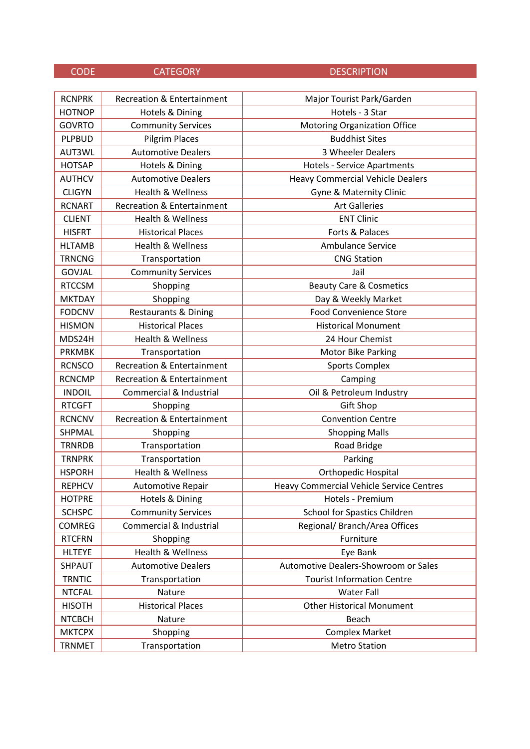| CODE | CATEGORY | DESCRIPTION |
|---|---|---|
| RCNPRK | Recreation & Entertainment | Major Tourist Park/Garden |
| HOTNOP | Hotels & Dining | Hotels - 3 Star |
| GOVRTO | Community Services | Motoring Organization Office |
| PLPBUD | Pilgrim Places | Buddhist Sites |
| AUT3WL | Automotive Dealers | 3 Wheeler Dealers |
| HOTSAP | Hotels & Dining | Hotels - Service Apartments |
| AUTHCV | Automotive Dealers | Heavy Commercial Vehicle Dealers |
| CLIGYN | Health & Wellness | Gyne & Maternity Clinic |
| RCNART | Recreation & Entertainment | Art Galleries |
| CLIENT | Health & Wellness | ENT Clinic |
| HISFRT | Historical Places | Forts & Palaces |
| HLTAMB | Health & Wellness | Ambulance Service |
| TRNCNG | Transportation | CNG Station |
| GOVJAL | Community Services | Jail |
| RTCCSM | Shopping | Beauty Care & Cosmetics |
| MKTDAY | Shopping | Day & Weekly Market |
| FODCNV | Restaurants & Dining | Food Convenience Store |
| HISMON | Historical Places | Historical Monument |
| MDS24H | Health & Wellness | 24 Hour Chemist |
| PRKMBK | Transportation | Motor Bike Parking |
| RCNSCO | Recreation & Entertainment | Sports Complex |
| RCNCMP | Recreation & Entertainment | Camping |
| INDOIL | Commercial & Industrial | Oil & Petroleum Industry |
| RTCGFT | Shopping | Gift Shop |
| RCNCNV | Recreation & Entertainment | Convention Centre |
| SHPMAL | Shopping | Shopping Malls |
| TRNRDB | Transportation | Road Bridge |
| TRNPRK | Transportation | Parking |
| HSPORH | Health & Wellness | Orthopedic Hospital |
| REPHCV | Automotive Repair | Heavy Commercial Vehicle Service Centres |
| HOTPRE | Hotels & Dining | Hotels - Premium |
| SCHSPC | Community Services | School for Spastics Children |
| COMREG | Commercial & Industrial | Regional/ Branch/Area Offices |
| RTCFRN | Shopping | Furniture |
| HLTEYE | Health & Wellness | Eye Bank |
| SHPAUT | Automotive Dealers | Automotive Dealers-Showroom or Sales |
| TRNTIC | Transportation | Tourist Information Centre |
| NTCFAL | Nature | Water Fall |
| HISOTH | Historical Places | Other Historical Monument |
| NTCBCH | Nature | Beach |
| MKTCPX | Shopping | Complex Market |
| TRNMET | Transportation | Metro Station |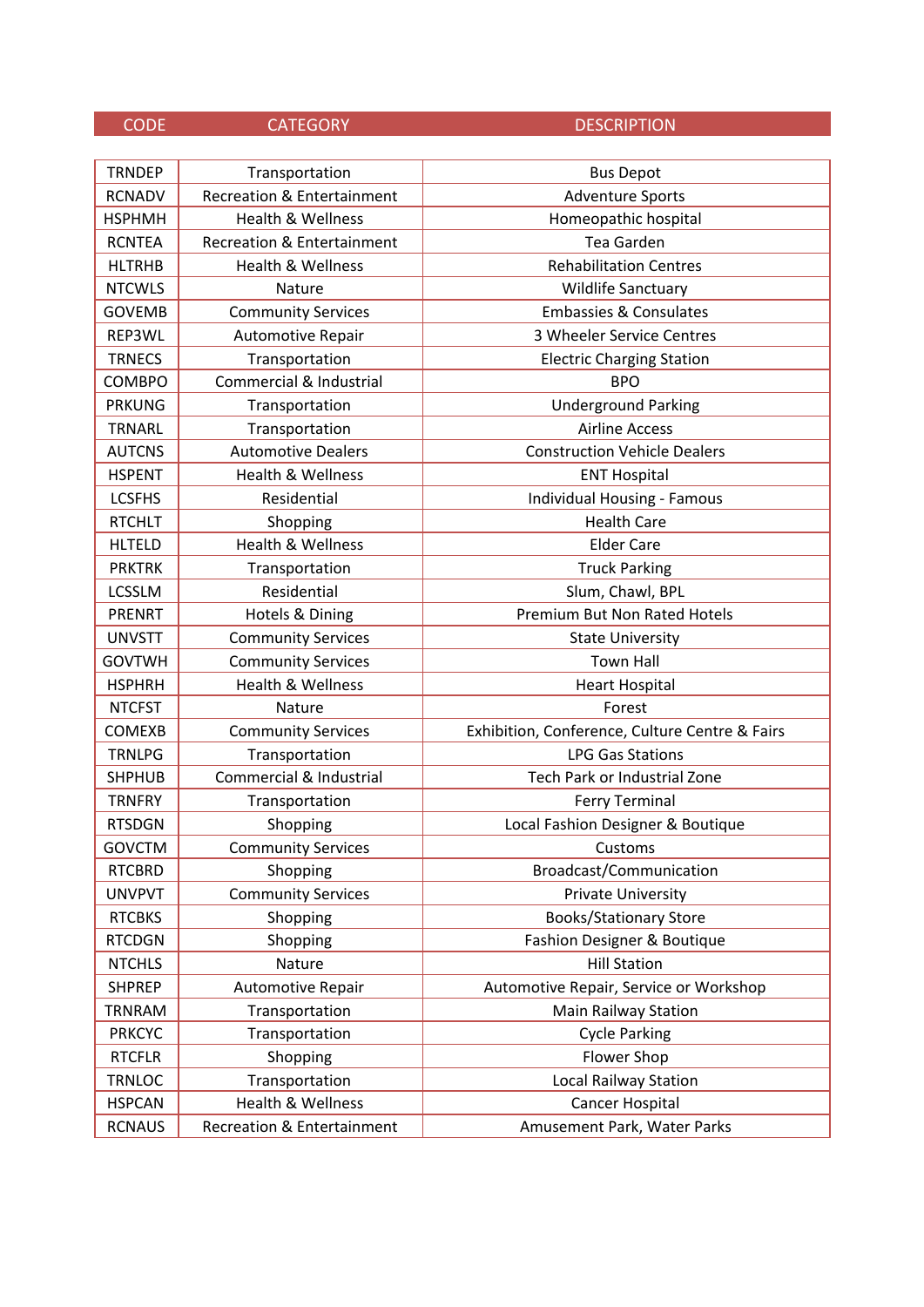| CODE | CATEGORY | DESCRIPTION |
|---|---|---|
| TRNDEP | Transportation | Bus Depot |
| RCNADV | Recreation & Entertainment | Adventure Sports |
| HSPHMH | Health & Wellness | Homeopathic hospital |
| RCNTEA | Recreation & Entertainment | Tea Garden |
| HLTRHB | Health & Wellness | Rehabilitation Centres |
| NTCWLS | Nature | Wildlife Sanctuary |
| GOVEMB | Community Services | Embassies & Consulates |
| REP3WL | Automotive Repair | 3 Wheeler Service Centres |
| TRNECS | Transportation | Electric Charging Station |
| COMBPO | Commercial & Industrial | BPO |
| PRKUNG | Transportation | Underground Parking |
| TRNARL | Transportation | Airline Access |
| AUTCNS | Automotive Dealers | Construction Vehicle Dealers |
| HSPENT | Health & Wellness | ENT Hospital |
| LCSFHS | Residential | Individual Housing - Famous |
| RTCHLT | Shopping | Health Care |
| HLTELD | Health & Wellness | Elder Care |
| PRKTRK | Transportation | Truck Parking |
| LCSSLM | Residential | Slum, Chawl, BPL |
| PRENRT | Hotels & Dining | Premium But Non Rated Hotels |
| UNVSTT | Community Services | State University |
| GOVTWH | Community Services | Town Hall |
| HSPHRH | Health & Wellness | Heart Hospital |
| NTCFST | Nature | Forest |
| COMEXB | Community Services | Exhibition, Conference, Culture Centre & Fairs |
| TRNLPG | Transportation | LPG Gas Stations |
| SHPHUB | Commercial & Industrial | Tech Park or Industrial Zone |
| TRNFRY | Transportation | Ferry Terminal |
| RTSDGN | Shopping | Local Fashion Designer & Boutique |
| GOVCTM | Community Services | Customs |
| RTCBRD | Shopping | Broadcast/Communication |
| UNVPVT | Community Services | Private University |
| RTCBKS | Shopping | Books/Stationary Store |
| RTCDGN | Shopping | Fashion Designer & Boutique |
| NTCHLS | Nature | Hill Station |
| SHPREP | Automotive Repair | Automotive Repair, Service or Workshop |
| TRNRAM | Transportation | Main Railway Station |
| PRKCYC | Transportation | Cycle Parking |
| RTCFLR | Shopping | Flower Shop |
| TRNLOC | Transportation | Local Railway Station |
| HSPCAN | Health & Wellness | Cancer Hospital |
| RCNAUS | Recreation & Entertainment | Amusement Park, Water Parks |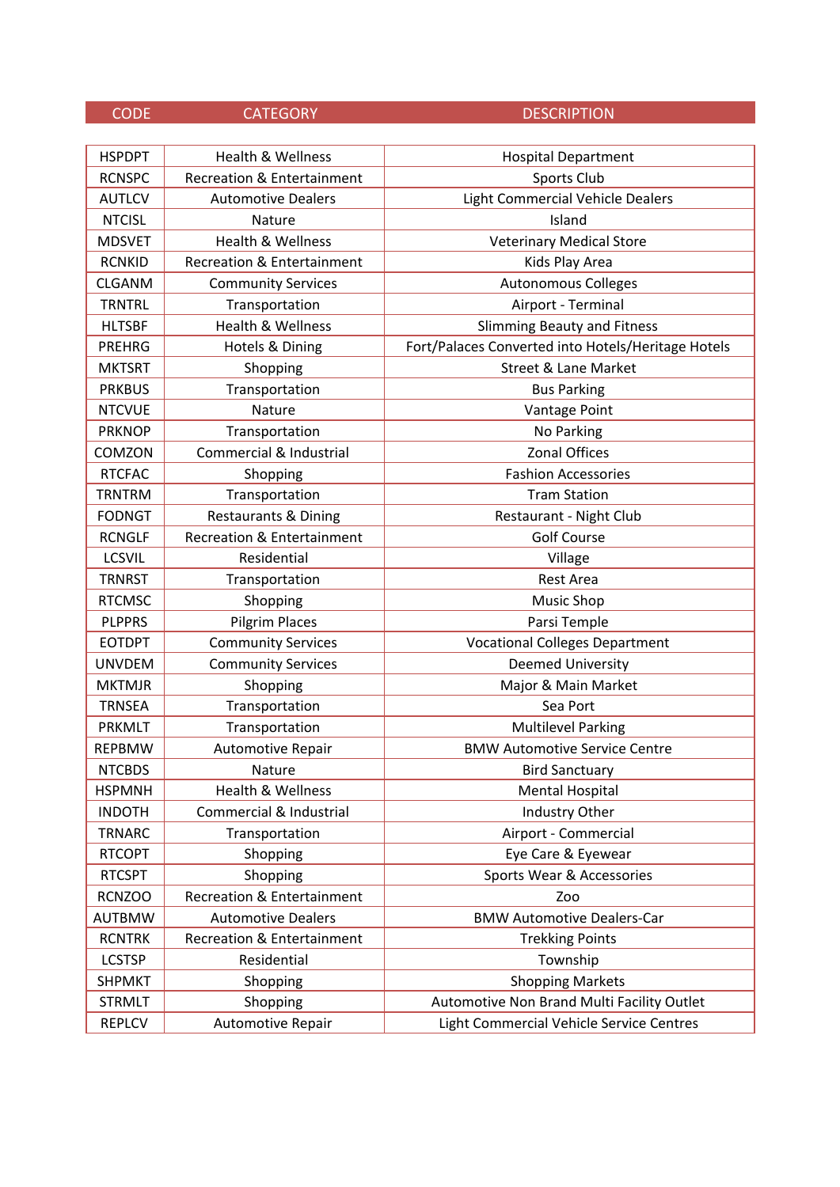| CODE | CATEGORY | DESCRIPTION |
|---|---|---|
| HSPDPT | Health & Wellness | Hospital Department |
| RCNSPC | Recreation & Entertainment | Sports Club |
| AUTLCV | Automotive Dealers | Light Commercial Vehicle Dealers |
| NTCISL | Nature | Island |
| MDSVET | Health & Wellness | Veterinary Medical Store |
| RCNKID | Recreation & Entertainment | Kids Play Area |
| CLGANM | Community Services | Autonomous Colleges |
| TRNTRL | Transportation | Airport - Terminal |
| HLTSBF | Health & Wellness | Slimming Beauty and Fitness |
| PREHRG | Hotels & Dining | Fort/Palaces Converted into Hotels/Heritage Hotels |
| MKTSRT | Shopping | Street & Lane Market |
| PRKBUS | Transportation | Bus Parking |
| NTCVUE | Nature | Vantage Point |
| PRKNOP | Transportation | No Parking |
| COMZON | Commercial & Industrial | Zonal Offices |
| RTCFAC | Shopping | Fashion Accessories |
| TRNTRM | Transportation | Tram Station |
| FODNGT | Restaurants & Dining | Restaurant - Night Club |
| RCNGLF | Recreation & Entertainment | Golf Course |
| LCSVIL | Residential | Village |
| TRNRST | Transportation | Rest Area |
| RTCMSC | Shopping | Music Shop |
| PLPPRS | Pilgrim Places | Parsi Temple |
| EOTDPT | Community Services | Vocational Colleges Department |
| UNVDEM | Community Services | Deemed University |
| MKTMJR | Shopping | Major & Main Market |
| TRNSEA | Transportation | Sea Port |
| PRKMLT | Transportation | Multilevel Parking |
| REPBMW | Automotive Repair | BMW Automotive Service Centre |
| NTCBDS | Nature | Bird Sanctuary |
| HSPMNH | Health & Wellness | Mental Hospital |
| INDOTH | Commercial & Industrial | Industry Other |
| TRNARC | Transportation | Airport - Commercial |
| RTCOPT | Shopping | Eye Care & Eyewear |
| RTCSPT | Shopping | Sports Wear & Accessories |
| RCNZOO | Recreation & Entertainment | Zoo |
| AUTBMW | Automotive Dealers | BMW Automotive Dealers-Car |
| RCNTRK | Recreation & Entertainment | Trekking Points |
| LCSTSP | Residential | Township |
| SHPMKT | Shopping | Shopping Markets |
| STRMLT | Shopping | Automotive Non Brand Multi Facility Outlet |
| REPLCV | Automotive Repair | Light Commercial Vehicle Service Centres |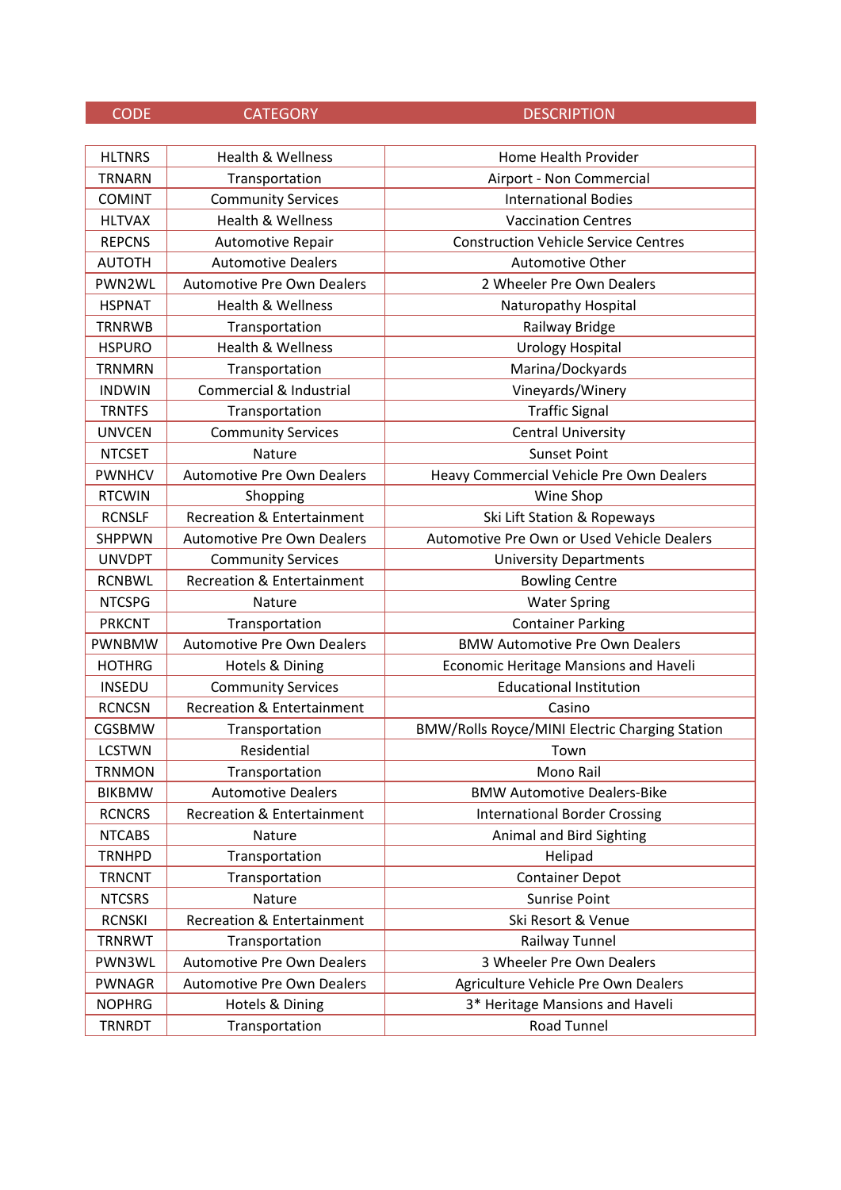| CODE | CATEGORY | DESCRIPTION |
|---|---|---|
| HLTNRS | Health & Wellness | Home Health Provider |
| TRNARN | Transportation | Airport - Non Commercial |
| COMINT | Community Services | International Bodies |
| HLTVAX | Health & Wellness | Vaccination Centres |
| REPCNS | Automotive Repair | Construction Vehicle Service Centres |
| AUTOTH | Automotive Dealers | Automotive Other |
| PWN2WL | Automotive Pre Own Dealers | 2 Wheeler Pre Own Dealers |
| HSPNAT | Health & Wellness | Naturopathy Hospital |
| TRNRWB | Transportation | Railway Bridge |
| HSPURO | Health & Wellness | Urology Hospital |
| TRNMRN | Transportation | Marina/Dockyards |
| INDWIN | Commercial & Industrial | Vineyards/Winery |
| TRNTFS | Transportation | Traffic Signal |
| UNVCEN | Community Services | Central University |
| NTCSET | Nature | Sunset Point |
| PWNHCV | Automotive Pre Own Dealers | Heavy Commercial Vehicle Pre Own Dealers |
| RTCWIN | Shopping | Wine Shop |
| RCNSLF | Recreation & Entertainment | Ski Lift Station & Ropeways |
| SHPPWN | Automotive Pre Own Dealers | Automotive Pre Own or Used Vehicle Dealers |
| UNVDPT | Community Services | University Departments |
| RCNBWL | Recreation & Entertainment | Bowling Centre |
| NTCSPG | Nature | Water Spring |
| PRKCNT | Transportation | Container Parking |
| PWNBMW | Automotive Pre Own Dealers | BMW Automotive Pre Own Dealers |
| HOTHRG | Hotels & Dining | Economic Heritage Mansions and Haveli |
| INSEDU | Community Services | Educational Institution |
| RCNCSN | Recreation & Entertainment | Casino |
| CGSBMW | Transportation | BMW/Rolls Royce/MINI Electric Charging Station |
| LCSTWN | Residential | Town |
| TRNMON | Transportation | Mono Rail |
| BIKBMW | Automotive Dealers | BMW Automotive Dealers-Bike |
| RCNCRS | Recreation & Entertainment | International Border Crossing |
| NTCABS | Nature | Animal and Bird Sighting |
| TRNHPD | Transportation | Helipad |
| TRNCNT | Transportation | Container Depot |
| NTCSRS | Nature | Sunrise Point |
| RCNSKI | Recreation & Entertainment | Ski Resort & Venue |
| TRNRWT | Transportation | Railway Tunnel |
| PWN3WL | Automotive Pre Own Dealers | 3 Wheeler Pre Own Dealers |
| PWNAGR | Automotive Pre Own Dealers | Agriculture Vehicle Pre Own Dealers |
| NOPHRG | Hotels & Dining | 3* Heritage Mansions and Haveli |
| TRNRDT | Transportation | Road Tunnel |